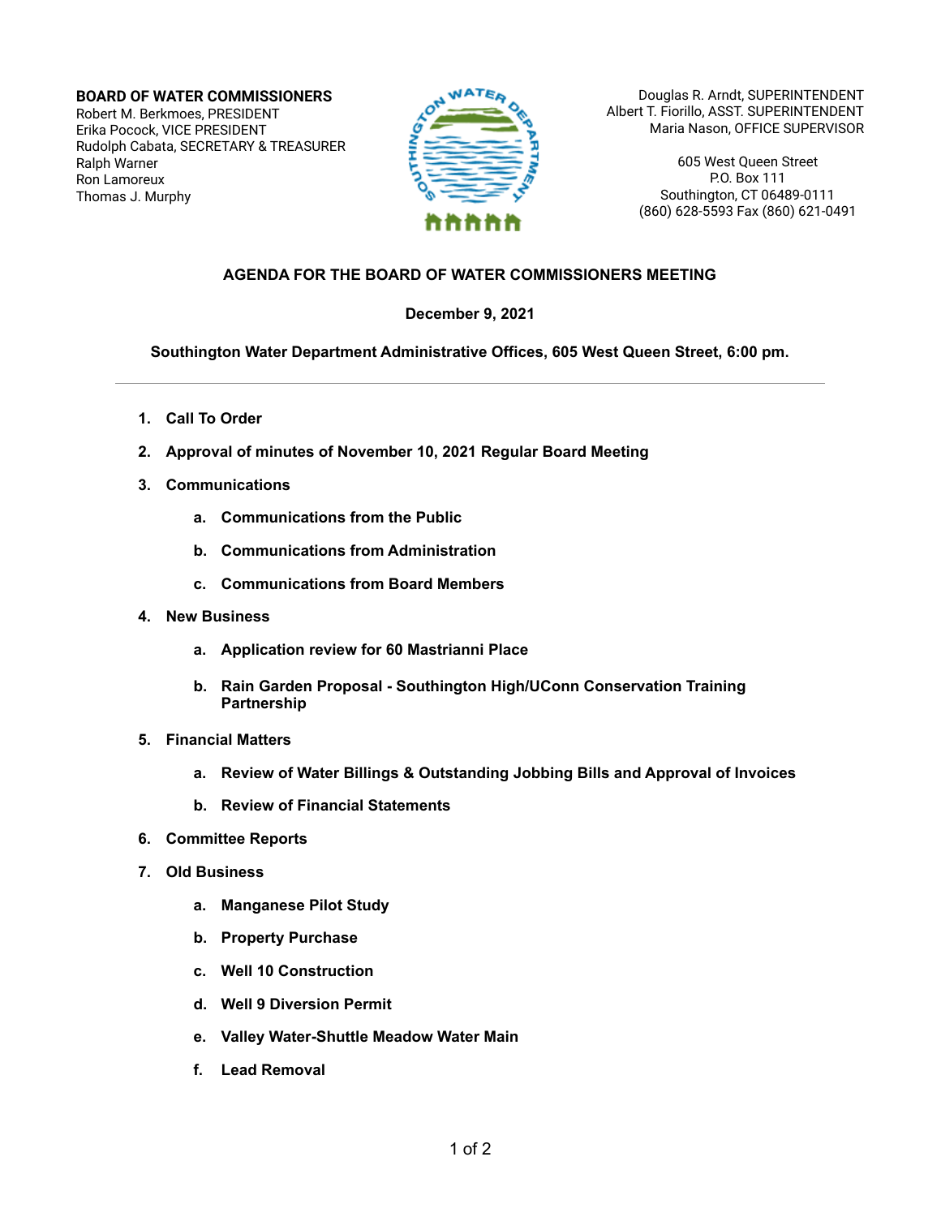**BOARD OF WATER COMMISSIONERS**
Robert M. Berkmoes, PRESIDENT
Erika Pocock, VICE PRESIDENT
Rudolph Cabata, SECRETARY & TREASURER
Ralph Warner
Ron Lamoreux
Thomas J. Murphy

Douglas R. Arndt, SUPERINTENDENT
Albert T. Fiorillo, ASST. SUPERINTENDENT
Maria Nason, OFFICE SUPERVISOR

605 West Queen Street
P.O. Box 111
Southington, CT 06489-0111
(860) 628-5593 Fax (860) 621-0491

## AGENDA FOR THE BOARD OF WATER COMMISSIONERS MEETING

**December 9, 2021**

**Southington Water Department Administrative Offices, 605 West Queen Street, 6:00 pm.**

---

1. **Call To Order**
2. **Approval of minutes of November 10, 2021 Regular Board Meeting**
3. **Communications**
   a. **Communications from the Public**
   b. **Communications from Administration**
   c. **Communications from Board Members**
4. **New Business**
   a. **Application review for 60 Mastrianni Place**
   b. **Rain Garden Proposal - Southington High/UConn Conservation Training Partnership**
5. **Financial Matters**
   a. **Review of Water Billings & Outstanding Jobbing Bills and Approval of Invoices**
   b. **Review of Financial Statements**
6. **Committee Reports**
7. **Old Business**
   a. **Manganese Pilot Study**
   b. **Property Purchase**
   c. **Well 10 Construction**
   d. **Well 9 Diversion Permit**
   e. **Valley Water-Shuttle Meadow Water Main**
   f. **Lead Removal**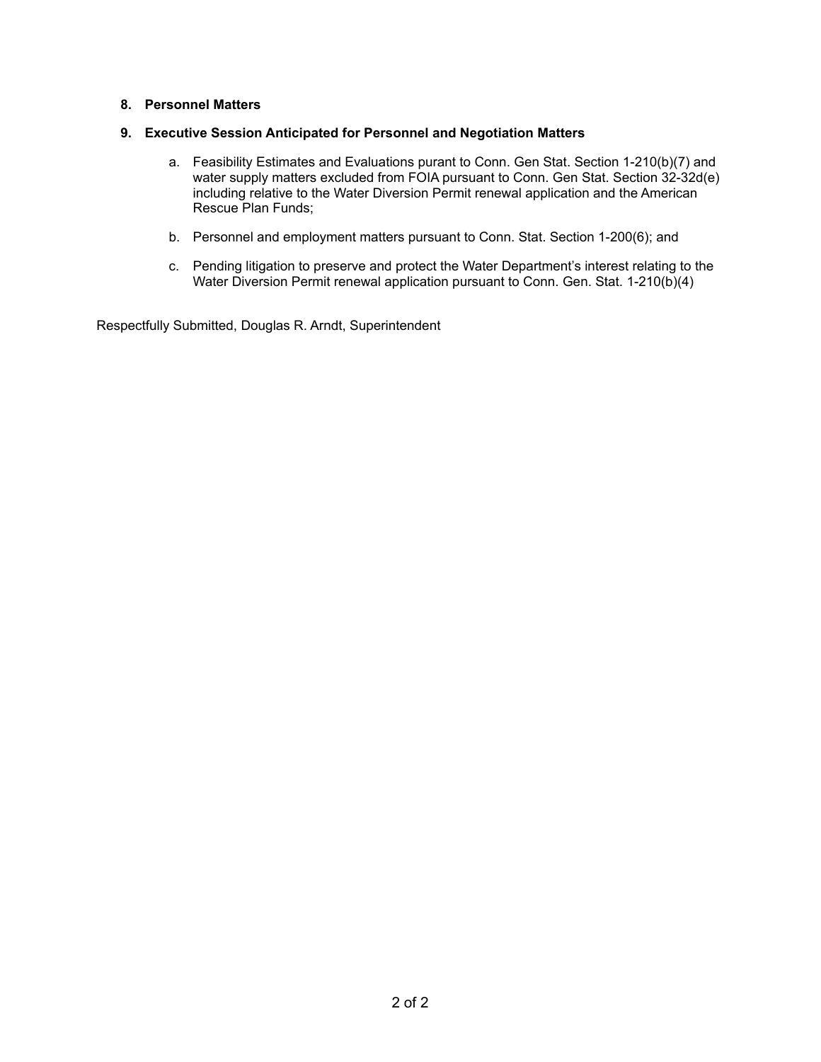**8. Personnel Matters**

**9. Executive Session Anticipated for Personnel and Negotiation Matters**

a. Feasibility Estimates and Evaluations purant to Conn. Gen Stat. Section 1-210(b)(7) and water supply matters excluded from FOIA pursuant to Conn. Gen Stat. Section 32-32d(e) including relative to the Water Diversion Permit renewal application and the American Rescue Plan Funds;

b. Personnel and employment matters pursuant to Conn. Stat. Section 1-200(6); and

c. Pending litigation to preserve and protect the Water Department's interest relating to the Water Diversion Permit renewal application pursuant to Conn. Gen. Stat. 1-210(b)(4)

Respectfully Submitted, Douglas R. Arndt, Superintendent